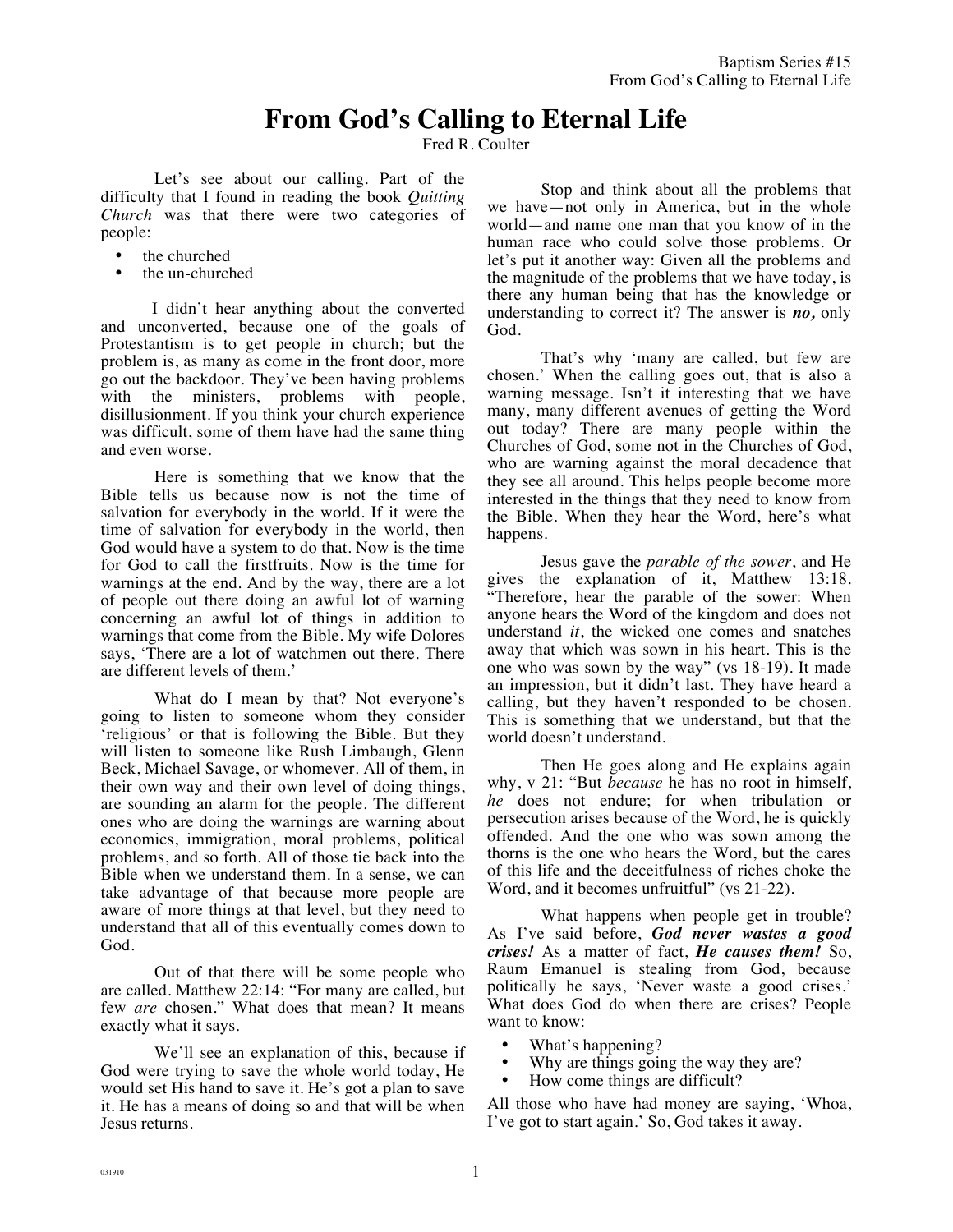# From God's Calling to Eternal Life

Fred R. Coulter

Let's see about our calling. Part of the difficulty that I found in reading the book *Quitting Church* was that there were two categories of people:

- the churched
- the un-churched

I didn't hear anything about the converted and unconverted, because one of the goals of Protestantism is to get people in church; but the problem is, as many as come in the front door, more go out the backdoor. They've been having problems with the ministers, problems with people, disillusionment. If you think your church experience was difficult, some of them have had the same thing and even worse.

Here is something that we know that the Bible tells us because now is not the time of salvation for everybody in the world. If it were the time of salvation for everybody in the world, then God would have a system to do that. Now is the time for God to call the firstfruits. Now is the time for warnings at the end. And by the way, there are a lot of people out there doing an awful lot of warning concerning an awful lot of things in addition to warnings that come from the Bible. My wife Dolores says, 'There are a lot of watchmen out there. There are different levels of them.'

What do I mean by that? Not everyone's going to listen to someone whom they consider 'religious' or that is following the Bible. But they will listen to someone like Rush Limbaugh, Glenn Beck, Michael Savage, or whomever. All of them, in their own way and their own level of doing things, are sounding an alarm for the people. The different ones who are doing the warnings are warning about economics, immigration, moral problems, political problems, and so forth. All of those tie back into the Bible when we understand them. In a sense, we can take advantage of that because more people are aware of more things at that level, but they need to understand that all of this eventually comes down to God.

Out of that there will be some people who are called. Matthew 22:14: "For many are called, but few *are* chosen." What does that mean? It means exactly what it says.

We'll see an explanation of this, because if God were trying to save the whole world today, He would set His hand to save it. He's got a plan to save it. He has a means of doing so and that will be when Jesus returns.

Stop and think about all the problems that we have—not only in America, but in the whole world—and name one man that you know of in the human race who could solve those problems. Or let's put it another way: Given all the problems and the magnitude of the problems that we have today, is there any human being that has the knowledge or understanding to correct it? The answer is ***no,*** only God.

That's why 'many are called, but few are chosen.' When the calling goes out, that is also a warning message. Isn't it interesting that we have many, many different avenues of getting the Word out today? There are many people within the Churches of God, some not in the Churches of God, who are warning against the moral decadence that they see all around. This helps people become more interested in the things that they need to know from the Bible. When they hear the Word, here's what happens.

Jesus gave the *parable of the sower*, and He gives the explanation of it, Matthew 13:18. "Therefore, hear the parable of the sower: When anyone hears the Word of the kingdom and does not understand *it*, the wicked one comes and snatches away that which was sown in his heart. This is the one who was sown by the way" (vs 18-19). It made an impression, but it didn't last. They have heard a calling, but they haven't responded to be chosen. This is something that we understand, but that the world doesn't understand.

Then He goes along and He explains again why, v 21: "But *because* he has no root in himself, *he* does not endure; for when tribulation or persecution arises because of the Word, he is quickly offended. And the one who was sown among the thorns is the one who hears the Word, but the cares of this life and the deceitfulness of riches choke the Word, and it becomes unfruitful" (vs 21-22).

What happens when people get in trouble? As I've said before, ***God never wastes a good crises!*** As a matter of fact, ***He causes them!*** So, Raum Emanuel is stealing from God, because politically he says, 'Never waste a good crises.' What does God do when there are crises? People want to know:

- What's happening?
- Why are things going the way they are?
- How come things are difficult?

All those who have had money are saying, 'Whoa, I've got to start again.' So, God takes it away.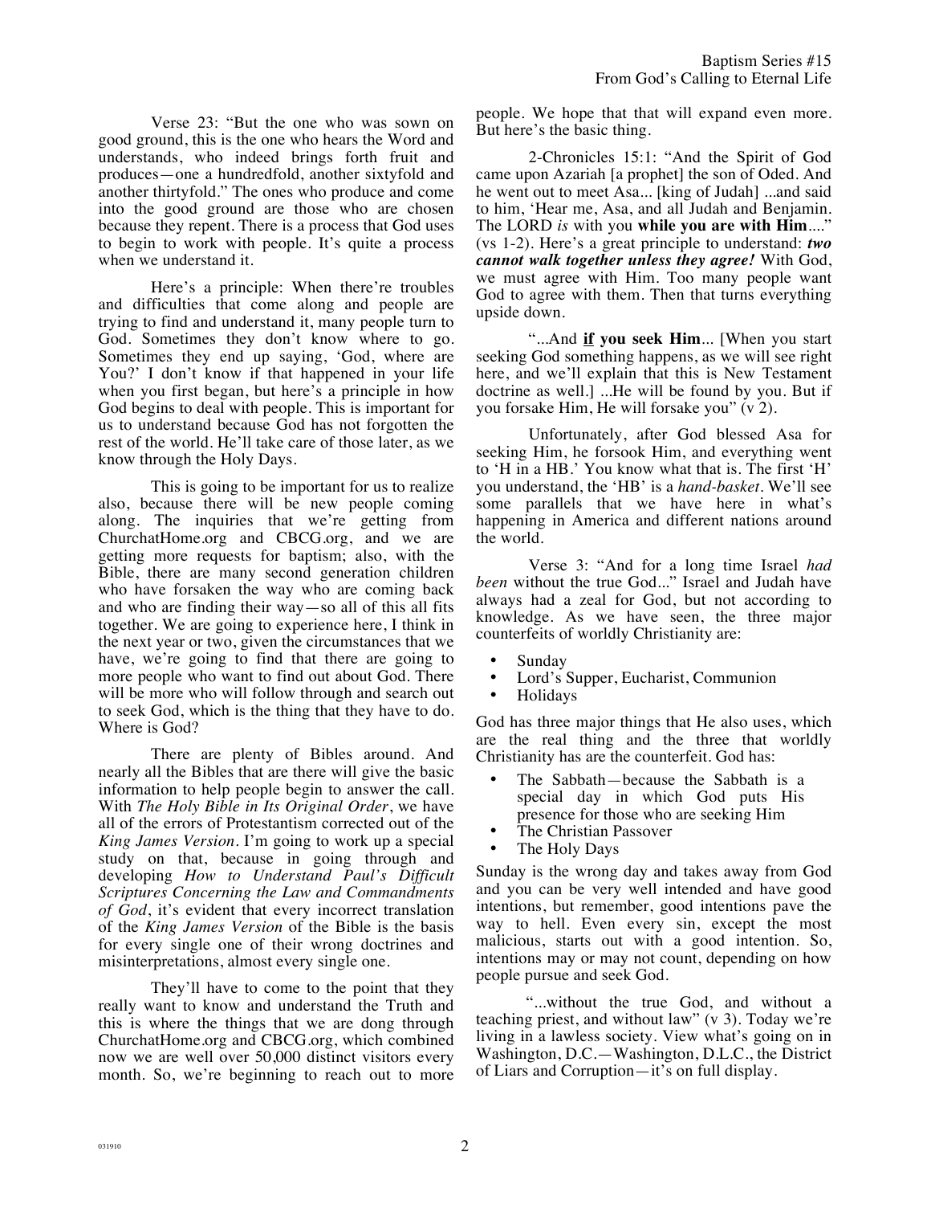Verse 23: "But the one who was sown on good ground, this is the one who hears the Word and understands, who indeed brings forth fruit and produces—one a hundredfold, another sixtyfold and another thirtyfold." The ones who produce and come into the good ground are those who are chosen because they repent. There is a process that God uses to begin to work with people. It's quite a process when we understand it.

Here's a principle: When there're troubles and difficulties that come along and people are trying to find and understand it, many people turn to God. Sometimes they don't know where to go. Sometimes they end up saying, 'God, where are You?' I don't know if that happened in your life when you first began, but here's a principle in how God begins to deal with people. This is important for us to understand because God has not forgotten the rest of the world. He'll take care of those later, as we know through the Holy Days.

This is going to be important for us to realize also, because there will be new people coming along. The inquiries that we're getting from ChurchatHome.org and CBCG.org, and we are getting more requests for baptism; also, with the Bible, there are many second generation children who have forsaken the way who are coming back and who are finding their way—so all of this all fits together. We are going to experience here, I think in the next year or two, given the circumstances that we have, we're going to find that there are going to more people who want to find out about God. There will be more who will follow through and search out to seek God, which is the thing that they have to do. Where is God?

There are plenty of Bibles around. And nearly all the Bibles that are there will give the basic information to help people begin to answer the call. With *The Holy Bible in Its Original Order*, we have all of the errors of Protestantism corrected out of the *King James Version*. I'm going to work up a special study on that, because in going through and developing *How to Understand Paul's Difficult Scriptures Concerning the Law and Commandments of God*, it's evident that every incorrect translation of the *King James Version* of the Bible is the basis for every single one of their wrong doctrines and misinterpretations, almost every single one.

They'll have to come to the point that they really want to know and understand the Truth and this is where the things that we are dong through ChurchatHome.org and CBCG.org, which combined now we are well over 50,000 distinct visitors every month. So, we're beginning to reach out to more people. We hope that that will expand even more. But here's the basic thing.

2-Chronicles 15:1: "And the Spirit of God came upon Azariah [a prophet] the son of Oded. And he went out to meet Asa... [king of Judah] ...and said to him, 'Hear me, Asa, and all Judah and Benjamin. The LORD *is* with you **while you are with Him**...." (vs 1-2). Here's a great principle to understand: ***two cannot walk together unless they agree!*** With God, we must agree with Him. Too many people want God to agree with them. Then that turns everything upside down.

"...And **<u>if</u> you seek Him**... [When you start seeking God something happens, as we will see right here, and we'll explain that this is New Testament doctrine as well.] ...He will be found by you. But if you forsake Him, He will forsake you" (v 2).

Unfortunately, after God blessed Asa for seeking Him, he forsook Him, and everything went to 'H in a HB.' You know what that is. The first 'H' you understand, the 'HB' is a *hand-basket*. We'll see some parallels that we have here in what's happening in America and different nations around the world.

Verse 3: "And for a long time Israel *had been* without the true God..." Israel and Judah have always had a zeal for God, but not according to knowledge. As we have seen, the three major counterfeits of worldly Christianity are:

- Sunday
- Lord's Supper, Eucharist, Communion
- Holidays

God has three major things that He also uses, which are the real thing and the three that worldly Christianity has are the counterfeit. God has:

- The Sabbath—because the Sabbath is a special day in which God puts His presence for those who are seeking Him
- The Christian Passover
- The Holy Days

Sunday is the wrong day and takes away from God and you can be very well intended and have good intentions, but remember, good intentions pave the way to hell. Even every sin, except the most malicious, starts out with a good intention. So, intentions may or may not count, depending on how people pursue and seek God.

"...without the true God, and without a teaching priest, and without law" (v 3). Today we're living in a lawless society. View what's going on in Washington, D.C.—Washington, D.L.C., the District of Liars and Corruption—it's on full display.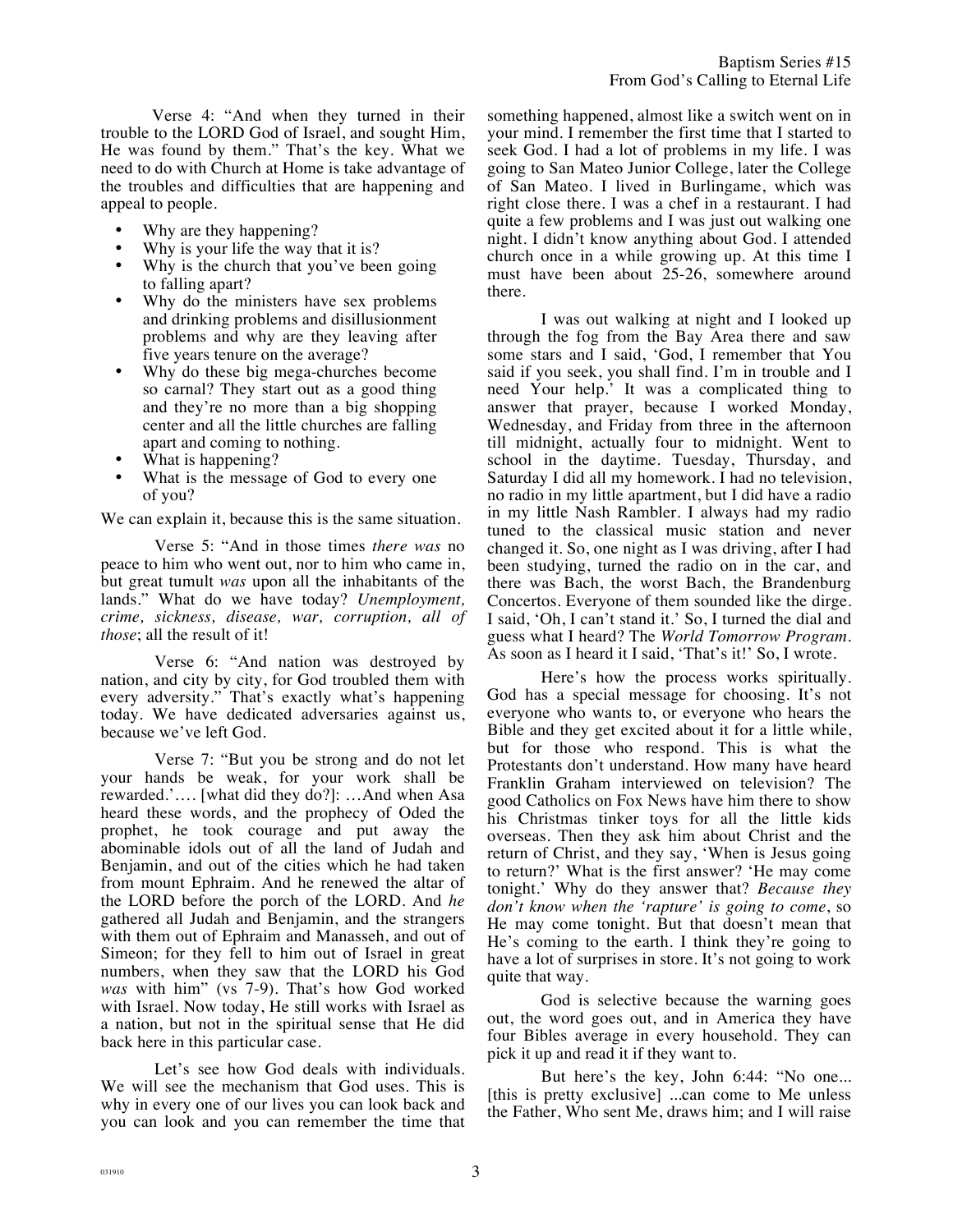Verse 4: "And when they turned in their trouble to the LORD God of Israel, and sought Him, He was found by them." That's the key. What we need to do with Church at Home is take advantage of the troubles and difficulties that are happening and appeal to people.

- Why are they happening?
- Why is your life the way that it is?
- Why is the church that you've been going to falling apart?
- Why do the ministers have sex problems and drinking problems and disillusionment problems and why are they leaving after five years tenure on the average?
- Why do these big mega-churches become so carnal? They start out as a good thing and they're no more than a big shopping center and all the little churches are falling apart and coming to nothing.
- What is happening?
- What is the message of God to every one of you?

We can explain it, because this is the same situation.

Verse 5: "And in those times *there was* no peace to him who went out, nor to him who came in, but great tumult *was* upon all the inhabitants of the lands." What do we have today? *Unemployment, crime, sickness, disease, war, corruption, all of those*; all the result of it!

Verse 6: "And nation was destroyed by nation, and city by city, for God troubled them with every adversity." That's exactly what's happening today. We have dedicated adversaries against us, because we've left God.

Verse 7: "But you be strong and do not let your hands be weak, for your work shall be rewarded.'…. [what did they do?]: …And when Asa heard these words, and the prophecy of Oded the prophet, he took courage and put away the abominable idols out of all the land of Judah and Benjamin, and out of the cities which he had taken from mount Ephraim. And he renewed the altar of the LORD before the porch of the LORD. And *he* gathered all Judah and Benjamin, and the strangers with them out of Ephraim and Manasseh, and out of Simeon; for they fell to him out of Israel in great numbers, when they saw that the LORD his God *was* with him" (vs 7-9). That's how God worked with Israel. Now today, He still works with Israel as a nation, but not in the spiritual sense that He did back here in this particular case.

Let's see how God deals with individuals. We will see the mechanism that God uses. This is why in every one of our lives you can look back and you can look and you can remember the time that something happened, almost like a switch went on in your mind. I remember the first time that I started to seek God. I had a lot of problems in my life. I was going to San Mateo Junior College, later the College of San Mateo. I lived in Burlingame, which was right close there. I was a chef in a restaurant. I had quite a few problems and I was just out walking one night. I didn't know anything about God. I attended church once in a while growing up. At this time I must have been about 25-26, somewhere around there.

I was out walking at night and I looked up through the fog from the Bay Area there and saw some stars and I said, 'God, I remember that You said if you seek, you shall find. I'm in trouble and I need Your help.' It was a complicated thing to answer that prayer, because I worked Monday, Wednesday, and Friday from three in the afternoon till midnight, actually four to midnight. Went to school in the daytime. Tuesday, Thursday, and Saturday I did all my homework. I had no television, no radio in my little apartment, but I did have a radio in my little Nash Rambler. I always had my radio tuned to the classical music station and never changed it. So, one night as I was driving, after I had been studying, turned the radio on in the car, and there was Bach, the worst Bach, the Brandenburg Concertos. Everyone of them sounded like the dirge. I said, 'Oh, I can't stand it.' So, I turned the dial and guess what I heard? The *World Tomorrow Program*. As soon as I heard it I said, 'That's it!' So, I wrote.

Here's how the process works spiritually. God has a special message for choosing. It's not everyone who wants to, or everyone who hears the Bible and they get excited about it for a little while, but for those who respond. This is what the Protestants don't understand. How many have heard Franklin Graham interviewed on television? The good Catholics on Fox News have him there to show his Christmas tinker toys for all the little kids overseas. Then they ask him about Christ and the return of Christ, and they say, 'When is Jesus going to return?' What is the first answer? 'He may come tonight.' Why do they answer that? *Because they don't know when the 'rapture' is going to come*, so He may come tonight. But that doesn't mean that He's coming to the earth. I think they're going to have a lot of surprises in store. It's not going to work quite that way.

God is selective because the warning goes out, the word goes out, and in America they have four Bibles average in every household. They can pick it up and read it if they want to.

But here's the key, John 6:44: "No one... [this is pretty exclusive] ...can come to Me unless the Father, Who sent Me, draws him; and I will raise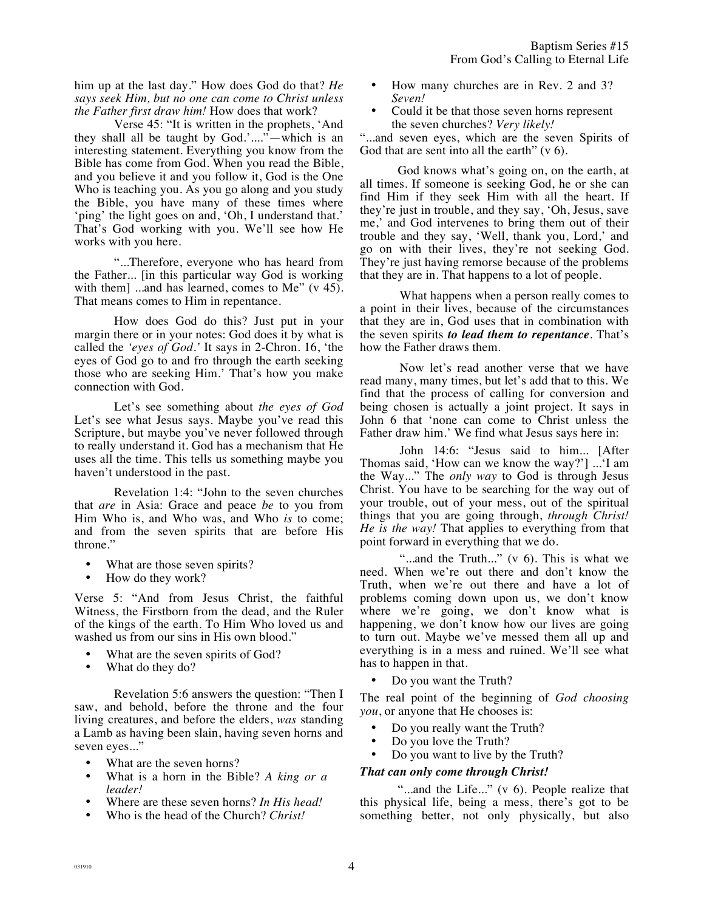him up at the last day." How does God do that? *He says seek Him, but no one can come to Christ unless the Father first draw him!* How does that work?

Verse 45: "It is written in the prophets, 'And they shall all be taught by God.'...."—which is an interesting statement. Everything you know from the Bible has come from God. When you read the Bible, and you believe it and you follow it, God is the One Who is teaching you. As you go along and you study the Bible, you have many of these times where 'ping' the light goes on and, 'Oh, I understand that.' That's God working with you. We'll see how He works with you here.

"...Therefore, everyone who has heard from the Father... [in this particular way God is working with them] ...and has learned, comes to Me" (v 45). That means comes to Him in repentance.

How does God do this? Just put in your margin there or in your notes: God does it by what is called the *'eyes of God.'* It says in 2-Chron. 16, 'the eyes of God go to and fro through the earth seeking those who are seeking Him.' That's how you make connection with God.

Let's see something about *the eyes of God* Let's see what Jesus says. Maybe you've read this Scripture, but maybe you've never followed through to really understand it. God has a mechanism that He uses all the time. This tells us something maybe you haven't understood in the past.

Revelation 1:4: "John to the seven churches that *are* in Asia: Grace and peace *be* to you from Him Who is, and Who was, and Who *is* to come; and from the seven spirits that are before His throne."

- What are those seven spirits?
- How do they work?

Verse 5: "And from Jesus Christ, the faithful Witness, the Firstborn from the dead, and the Ruler of the kings of the earth. To Him Who loved us and washed us from our sins in His own blood."

- What are the seven spirits of God?
- What do they do?

Revelation 5:6 answers the question: "Then I saw, and behold, before the throne and the four living creatures, and before the elders, *was* standing a Lamb as having been slain, having seven horns and seven eyes..."

- What are the seven horns?
- What is a horn in the Bible? *A king or a leader!*
- Where are these seven horns? *In His head!*
- Who is the head of the Church? *Christ!*
- How many churches are in Rev. 2 and 3? *Seven!*
- Could it be that those seven horns represent the seven churches? *Very likely!*

"...and seven eyes, which are the seven Spirits of God that are sent into all the earth" (v 6).

God knows what's going on, on the earth, at all times. If someone is seeking God, he or she can find Him if they seek Him with all the heart. If they're just in trouble, and they say, 'Oh, Jesus, save me,' and God intervenes to bring them out of their trouble and they say, 'Well, thank you, Lord,' and go on with their lives, they're not seeking God. They're just having remorse because of the problems that they are in. That happens to a lot of people.

What happens when a person really comes to a point in their lives, because of the circumstances that they are in, God uses that in combination with the seven spirits ***to lead them to repentance***. That's how the Father draws them.

Now let's read another verse that we have read many, many times, but let's add that to this. We find that the process of calling for conversion and being chosen is actually a joint project. It says in John 6 that 'none can come to Christ unless the Father draw him.' We find what Jesus says here in:

John 14:6: "Jesus said to him... [After Thomas said, 'How can we know the way?'] ...'I am the Way..." The *only way* to God is through Jesus Christ. You have to be searching for the way out of your trouble, out of your mess, out of the spiritual things that you are going through, *through Christ! He is the way!* That applies to everything from that point forward in everything that we do.

"...and the Truth..." (v 6). This is what we need. When we're out there and don't know the Truth, when we're out there and have a lot of problems coming down upon us, we don't know where we're going, we don't know what is happening, we don't know how our lives are going to turn out. Maybe we've messed them all up and everything is in a mess and ruined. We'll see what has to happen in that.

- Do you want the Truth?

The real point of the beginning of *God choosing you*, or anyone that He chooses is:

- Do you really want the Truth?
- Do you love the Truth?
- Do you want to live by the Truth?

***That can only come through Christ!***

"...and the Life..." (v 6). People realize that this physical life, being a mess, there's got to be something better, not only physically, but also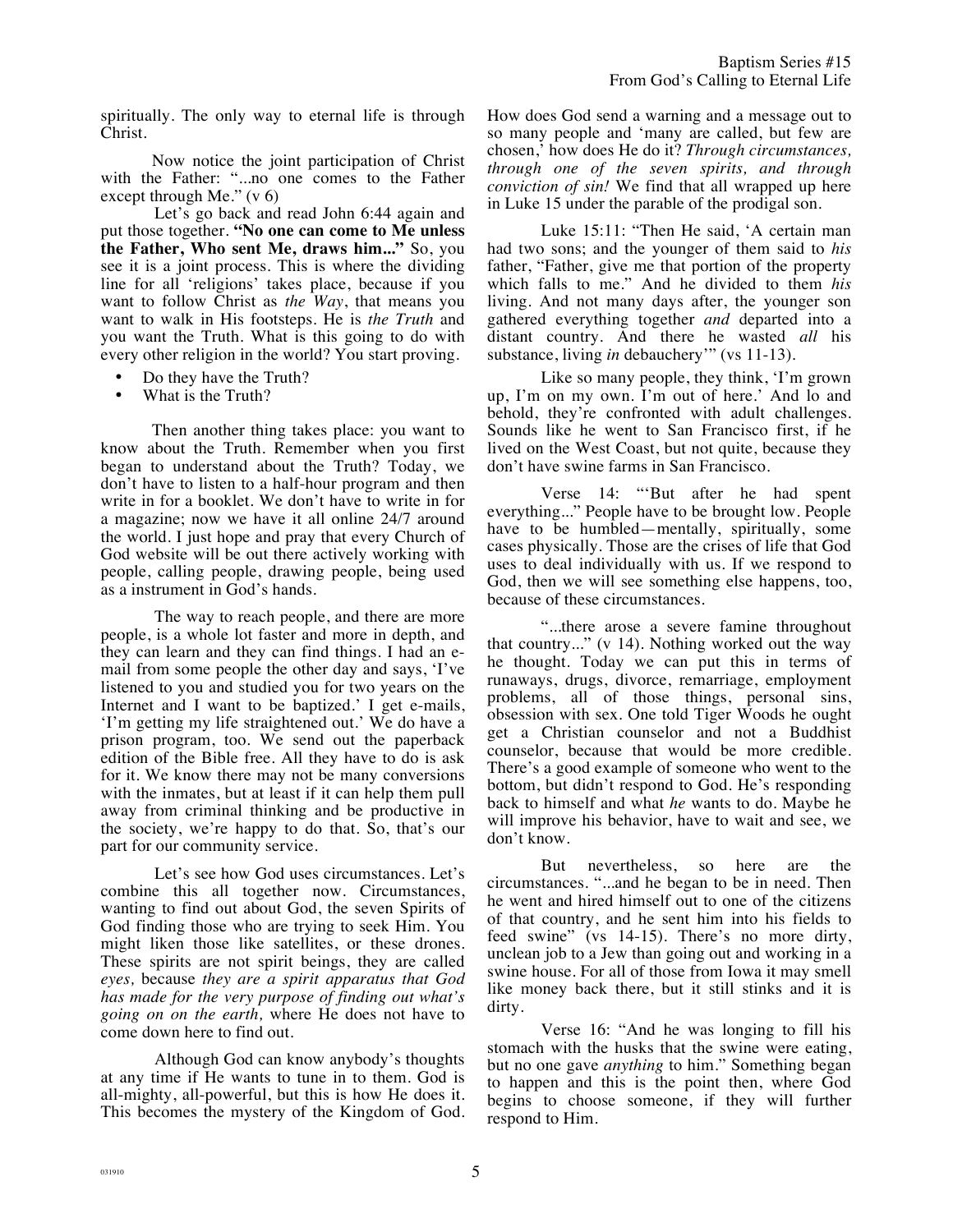spiritually. The only way to eternal life is through Christ.

Now notice the joint participation of Christ with the Father: "...no one comes to the Father except through Me." (v 6)

Let's go back and read John 6:44 again and put those together. **"No one can come to Me unless the Father, Who sent Me, draws him..."** So, you see it is a joint process. This is where the dividing line for all 'religions' takes place, because if you want to follow Christ as *the Way*, that means you want to walk in His footsteps. He is *the Truth* and you want the Truth. What is this going to do with every other religion in the world? You start proving.

- Do they have the Truth?
- What is the Truth?

Then another thing takes place: you want to know about the Truth. Remember when you first began to understand about the Truth? Today, we don't have to listen to a half-hour program and then write in for a booklet. We don't have to write in for a magazine; now we have it all online 24/7 around the world. I just hope and pray that every Church of God website will be out there actively working with people, calling people, drawing people, being used as a instrument in God's hands.

The way to reach people, and there are more people, is a whole lot faster and more in depth, and they can learn and they can find things. I had an e-mail from some people the other day and says, 'I've listened to you and studied you for two years on the Internet and I want to be baptized.' I get e-mails, 'I'm getting my life straightened out.' We do have a prison program, too. We send out the paperback edition of the Bible free. All they have to do is ask for it. We know there may not be many conversions with the inmates, but at least if it can help them pull away from criminal thinking and be productive in the society, we're happy to do that. So, that's our part for our community service.

Let's see how God uses circumstances. Let's combine this all together now. Circumstances, wanting to find out about God, the seven Spirits of God finding those who are trying to seek Him. You might liken those like satellites, or these drones. These spirits are not spirit beings, they are called *eyes,* because *they are a spirit apparatus that God has made for the very purpose of finding out what's going on on the earth,* where He does not have to come down here to find out.

Although God can know anybody's thoughts at any time if He wants to tune in to them. God is all-mighty, all-powerful, but this is how He does it. This becomes the mystery of the Kingdom of God. How does God send a warning and a message out to so many people and 'many are called, but few are chosen,' how does He do it? *Through circumstances, through one of the seven spirits, and through conviction of sin!* We find that all wrapped up here in Luke 15 under the parable of the prodigal son.

Luke 15:11: "Then He said, 'A certain man had two sons; and the younger of them said to *his* father, "Father, give me that portion of the property which falls to me." And he divided to them *his* living. And not many days after, the younger son gathered everything together *and* departed into a distant country. And there he wasted *all* his substance, living *in* debauchery'" (vs 11-13).

Like so many people, they think, 'I'm grown up, I'm on my own. I'm out of here.' And lo and behold, they're confronted with adult challenges. Sounds like he went to San Francisco first, if he lived on the West Coast, but not quite, because they don't have swine farms in San Francisco.

Verse 14: "'But after he had spent everything..." People have to be brought low. People have to be humbled—mentally, spiritually, some cases physically. Those are the crises of life that God uses to deal individually with us. If we respond to God, then we will see something else happens, too, because of these circumstances.

"...there arose a severe famine throughout that country..." (v 14). Nothing worked out the way he thought. Today we can put this in terms of runaways, drugs, divorce, remarriage, employment problems, all of those things, personal sins, obsession with sex. One told Tiger Woods he ought get a Christian counselor and not a Buddhist counselor, because that would be more credible. There's a good example of someone who went to the bottom, but didn't respond to God. He's responding back to himself and what *he* wants to do. Maybe he will improve his behavior, have to wait and see, we don't know.

But nevertheless, so here are the circumstances. "...and he began to be in need. Then he went and hired himself out to one of the citizens of that country, and he sent him into his fields to feed swine" (vs 14-15). There's no more dirty, unclean job to a Jew than going out and working in a swine house. For all of those from Iowa it may smell like money back there, but it still stinks and it is dirty.

Verse 16: "And he was longing to fill his stomach with the husks that the swine were eating, but no one gave *anything* to him." Something began to happen and this is the point then, where God begins to choose someone, if they will further respond to Him.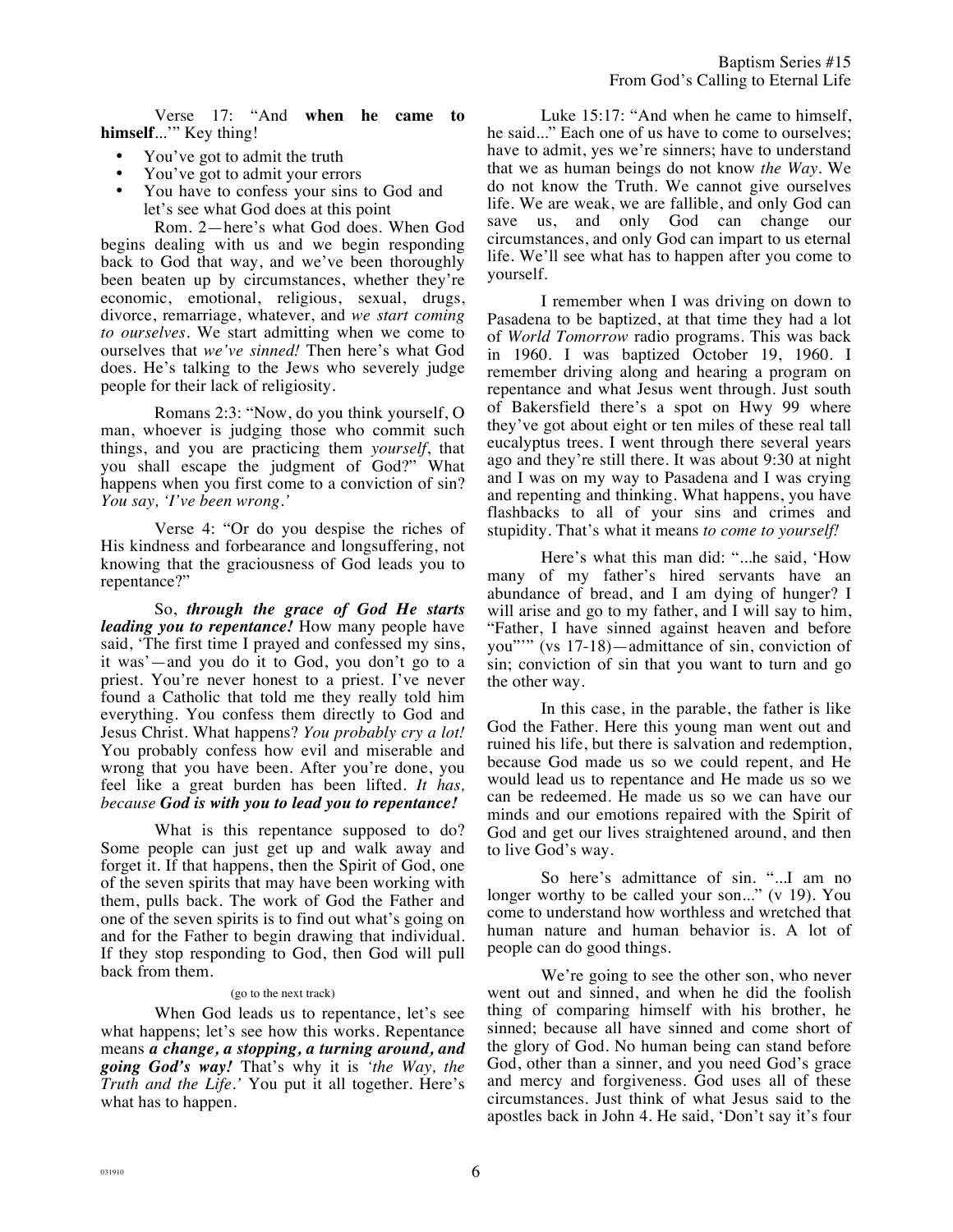Verse 17: "And **when he came to himself**...'" Key thing!

- You've got to admit the truth
- You've got to admit your errors
- You have to confess your sins to God and let's see what God does at this point

Rom. 2—here's what God does. When God begins dealing with us and we begin responding back to God that way, and we've been thoroughly been beaten up by circumstances, whether they're economic, emotional, religious, sexual, drugs, divorce, remarriage, whatever, and *we start coming to ourselves*. We start admitting when we come to ourselves that *we've sinned!* Then here's what God does. He's talking to the Jews who severely judge people for their lack of religiosity.

Romans 2:3: "Now, do you think yourself, O man, whoever is judging those who commit such things, and you are practicing them *yourself*, that you shall escape the judgment of God?" What happens when you first come to a conviction of sin? *You say, 'I've been wrong.'*

Verse 4: "Or do you despise the riches of His kindness and forbearance and longsuffering, not knowing that the graciousness of God leads you to repentance?"

So, ***through the grace of God He starts leading you to repentance!*** How many people have said, 'The first time I prayed and confessed my sins, it was'—and you do it to God, you don't go to a priest. You're never honest to a priest. I've never found a Catholic that told me they really told him everything. You confess them directly to God and Jesus Christ. What happens? *You probably cry a lot!* You probably confess how evil and miserable and wrong that you have been. After you're done, you feel like a great burden has been lifted. *It has, because **God is with you to lead you to repentance!***

What is this repentance supposed to do? Some people can just get up and walk away and forget it. If that happens, then the Spirit of God, one of the seven spirits that may have been working with them, pulls back. The work of God the Father and one of the seven spirits is to find out what's going on and for the Father to begin drawing that individual. If they stop responding to God, then God will pull back from them.

(go to the next track)

When God leads us to repentance, let's see what happens; let's see how this works. Repentance means ***a change, a stopping, a turning around, and going God's way!*** That's why it is *'the Way, the Truth and the Life.'* You put it all together. Here's what has to happen.

Luke 15:17: "And when he came to himself, he said..." Each one of us have to come to ourselves; have to admit, yes we're sinners; have to understand that we as human beings do not know *the Way*. We do not know the Truth. We cannot give ourselves life. We are weak, we are fallible, and only God can save us, and only God can change our circumstances, and only God can impart to us eternal life. We'll see what has to happen after you come to yourself.

I remember when I was driving on down to Pasadena to be baptized, at that time they had a lot of *World Tomorrow* radio programs. This was back in 1960. I was baptized October 19, 1960. I remember driving along and hearing a program on repentance and what Jesus went through. Just south of Bakersfield there's a spot on Hwy 99 where they've got about eight or ten miles of these real tall eucalyptus trees. I went through there several years ago and they're still there. It was about 9:30 at night and I was on my way to Pasadena and I was crying and repenting and thinking. What happens, you have flashbacks to all of your sins and all of crimes and stupidity. That's what it means *to come to yourself!*

Here's what this man did: "...he said, 'How many of my father's hired servants have an abundance of bread, and I am dying of hunger? I will arise and go to my father, and I will say to him, "Father, I have sinned against heaven and before you"'" (vs 17-18)—admittance of sin, conviction of sin; conviction of sin that you want to turn and go the other way.

In this case, in the parable, the father is like God the Father. Here this young man went out and ruined his life, but there is salvation and redemption, because God made us so we could repent, and He would lead us to repentance and He made us so we can be redeemed. He made us so we can have our minds and our emotions repaired with the Spirit of God and get our lives straightened around, and then to live God's way.

So here's admittance of sin. "...I am no longer worthy to be called your son..." (v 19). You come to understand how worthless and wretched that human nature and human behavior is. A lot of people can do good things.

We're going to see the other son, who never went out and sinned, and when he did the foolish thing of comparing himself with his brother, he sinned; because all have sinned and come short of the glory of God. No human being can stand before God, other than a sinner, and you need God's grace and mercy and forgiveness. God uses all of these circumstances. Just think of what Jesus said to the apostles back in John 4. He said, 'Don't say it's four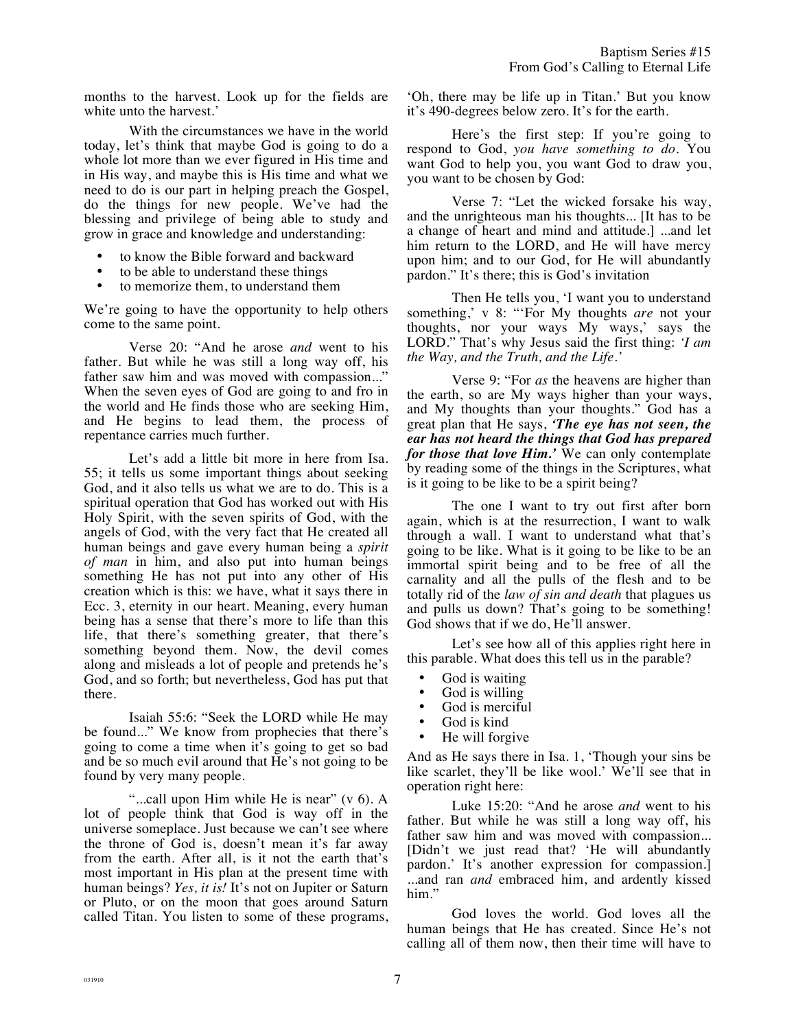months to the harvest. Look up for the fields are white unto the harvest.'

With the circumstances we have in the world today, let's think that maybe God is going to do a whole lot more than we ever figured in His time and in His way, and maybe this is His time and what we need to do is our part in helping preach the Gospel, do the things for new people. We've had the blessing and privilege of being able to study and grow in grace and knowledge and understanding:

- to know the Bible forward and backward
- to be able to understand these things
- to memorize them, to understand them

We're going to have the opportunity to help others come to the same point.

Verse 20: "And he arose *and* went to his father. But while he was still a long way off, his father saw him and was moved with compassion..." When the seven eyes of God are going to and fro in the world and He finds those who are seeking Him, and He begins to lead them, the process of repentance carries much further.

Let's add a little bit more in here from Isa. 55; it tells us some important things about seeking God, and it also tells us what we are to do. This is a spiritual operation that God has worked out with His Holy Spirit, with the seven spirits of God, with the angels of God, with the very fact that He created all human beings and gave every human being a *spirit of man* in him, and also put into human beings something He has not put into any other of His creation which is this: we have, what it says there in Ecc. 3, eternity in our heart. Meaning, every human being has a sense that there's more to life than this life, that there's something greater, that there's something beyond them. Now, the devil comes along and misleads a lot of people and pretends he's God, and so forth; but nevertheless, God has put that there.

Isaiah 55:6: "Seek the LORD while He may be found..." We know from prophecies that there's going to come a time when it's going to get so bad and be so much evil around that He's not going to be found by very many people.

"...call upon Him while He is near" (v 6). A lot of people think that God is way off in the universe someplace. Just because we can't see where the throne of God is, doesn't mean it's far away from the earth. After all, is it not the earth that's most important in His plan at the present time with human beings? *Yes, it is!* It's not on Jupiter or Saturn or Pluto, or on the moon that goes around Saturn called Titan. You listen to some of these programs, 'Oh, there may be life up in Titan.' But you know it's 490-degrees below zero. It's for the earth.

Here's the first step: If you're going to respond to God, *you have something to do*. You want God to help you, you want God to draw you, you want to be chosen by God:

Verse 7: "Let the wicked forsake his way, and the unrighteous man his thoughts... [It has to be a change of heart and mind and attitude.] ...and let him return to the LORD, and He will have mercy upon him; and to our God, for He will abundantly pardon." It's there; this is God's invitation

Then He tells you, 'I want you to understand something,' v 8: "'For My thoughts *are* not your thoughts, nor your ways My ways,' says the LORD." That's why Jesus said the first thing: *'I am the Way, and the Truth, and the Life.'*

Verse 9: "For *as* the heavens are higher than the earth, so are My ways higher than your ways, and My thoughts than your thoughts." God has a great plan that He says, ***'The eye has not seen, the ear has not heard the things that God has prepared for those that love Him.'*** We can only contemplate by reading some of the things in the Scriptures, what is it going to be like to be a spirit being?

The one I want to try out first after born again, which is at the resurrection, I want to walk through a wall. I want to understand what that's going to be like. What is it going to be like to be an immortal spirit being and to be free of all the carnality and all the pulls of the flesh and to be totally rid of the *law of sin and death* that plagues us and pulls us down? That's going to be something! God shows that if we do, He'll answer.

Let's see how all of this applies right here in this parable. What does this tell us in the parable?

- God is waiting
- God is willing
- God is merciful
- God is kind
- He will forgive

And as He says there in Isa. 1, 'Though your sins be like scarlet, they'll be like wool.' We'll see that in operation right here:

Luke 15:20: "And he arose *and* went to his father. But while he was still a long way off, his father saw him and was moved with compassion... [Didn't we just read that? 'He will abundantly pardon.' It's another expression for compassion.] ...and ran *and* embraced him, and ardently kissed him."

God loves the world. God loves all the human beings that He has created. Since He's not calling all of them now, then their time will have to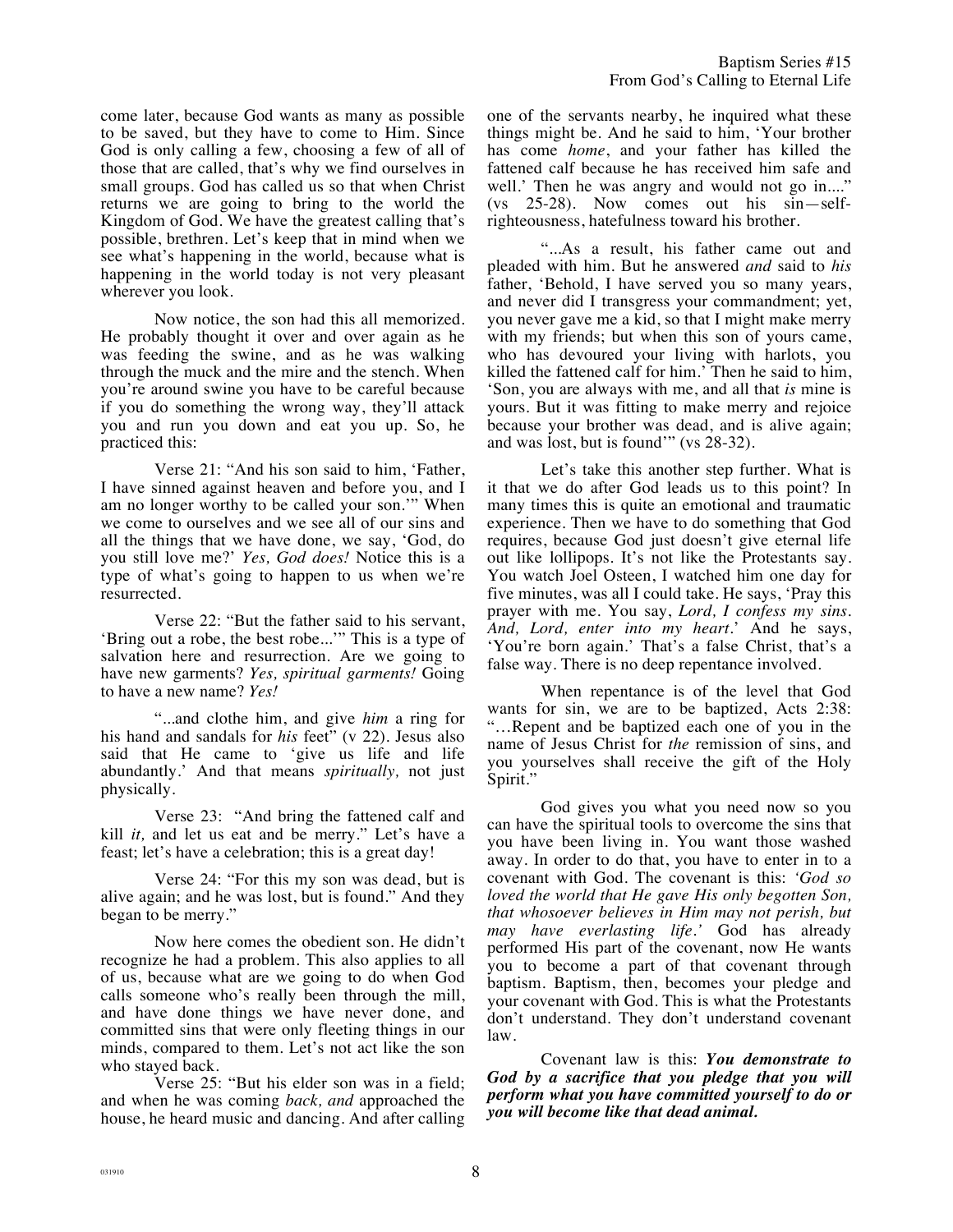come later, because God wants as many as possible to be saved, but they have to come to Him. Since God is only calling a few, choosing a few of all of those that are called, that's why we find ourselves in small groups. God has called us so that when Christ returns we are going to bring to the world the Kingdom of God. We have the greatest calling that's possible, brethren. Let's keep that in mind when we see what's happening in the world, because what is happening in the world today is not very pleasant wherever you look.

Now notice, the son had this all memorized. He probably thought it over and over again as he was feeding the swine, and as he was walking through the muck and the mire and the stench. When you're around swine you have to be careful because if you do something the wrong way, they'll attack you and run you down and eat you up. So, he practiced this:

Verse 21: "And his son said to him, 'Father, I have sinned against heaven and before you, and I am no longer worthy to be called your son.'" When we come to ourselves and we see all of our sins and all the things that we have done, we say, 'God, do you still love me?' *Yes, God does!* Notice this is a type of what's going to happen to us when we're resurrected.

Verse 22: "But the father said to his servant, 'Bring out a robe, the best robe...'" This is a type of salvation here and resurrection. Are we going to have new garments? *Yes, spiritual garments!* Going to have a new name? *Yes!*

"...and clothe him, and give *him* a ring for his hand and sandals for *his* feet" (v 22). Jesus also said that He came to 'give us life and life abundantly.' And that means *spiritually,* not just physically.

Verse 23: "And bring the fattened calf and kill *it,* and let us eat and be merry." Let's have a feast; let's have a celebration; this is a great day!

Verse 24: "For this my son was dead, but is alive again; and he was lost, but is found." And they began to be merry."

Now here comes the obedient son. He didn't recognize he had a problem. This also applies to all of us, because what are we going to do when God calls someone who's really been through the mill, and have done things we have never done, and committed sins that were only fleeting things in our minds, compared to them. Let's not act like the son who stayed back.

Verse 25: "But his elder son was in a field; and when he was coming *back, and* approached the house, he heard music and dancing. And after calling one of the servants nearby, he inquired what these things might be. And he said to him, 'Your brother has come *home*, and your father has killed the fattened calf because he has received him safe and well.' Then he was angry and would not go in...." (vs 25-28). Now comes out his sin—self-righteousness, hatefulness toward his brother.

"...As a result, his father came out and pleaded with him. But he answered *and* said to *his* father, 'Behold, I have served you so many years, and never did I transgress your commandment; yet, you never gave me a kid, so that I might make merry with my friends; but when this son of yours came, who has devoured your living with harlots, you killed the fattened calf for him.' Then he said to him, 'Son, you are always with me, and all that *is* mine is yours. But it was fitting to make merry and rejoice because your brother was dead, and is alive again; and was lost, but is found'" (vs 28-32).

Let's take this another step further. What is it that we do after God leads us to this point? In many times this is quite an emotional and traumatic experience. Then we have to do something that God requires, because God just doesn't give eternal life out like lollipops. It's not like the Protestants say. You watch Joel Osteen, I watched him one day for five minutes, was all I could take. He says, 'Pray this prayer with me. You say, *Lord, I confess my sins. And, Lord, enter into my heart*.' And he says, 'You're born again.' That's a false Christ, that's a false way. There is no deep repentance involved.

When repentance is of the level that God wants for sin, we are to be baptized, Acts 2:38: "…Repent and be baptized each one of you in the name of Jesus Christ for *the* remission of sins, and you yourselves shall receive the gift of the Holy Spirit."

God gives you what you need now so you can have the spiritual tools to overcome the sins that you have been living in. You want those washed away. In order to do that, you have to enter in to a covenant with God. The covenant is this: *'God so loved the world that He gave His only begotten Son, that whosoever believes in Him may not perish, but may have everlasting life.'* God has already performed His part of the covenant, now He wants you to become a part of that covenant through baptism. Baptism, then, becomes your pledge and your covenant with God. This is what the Protestants don't understand. They don't understand covenant law.

Covenant law is this: ***You demonstrate to God by a sacrifice that you pledge that you will perform what you have committed yourself to do or you will become like that dead animal.***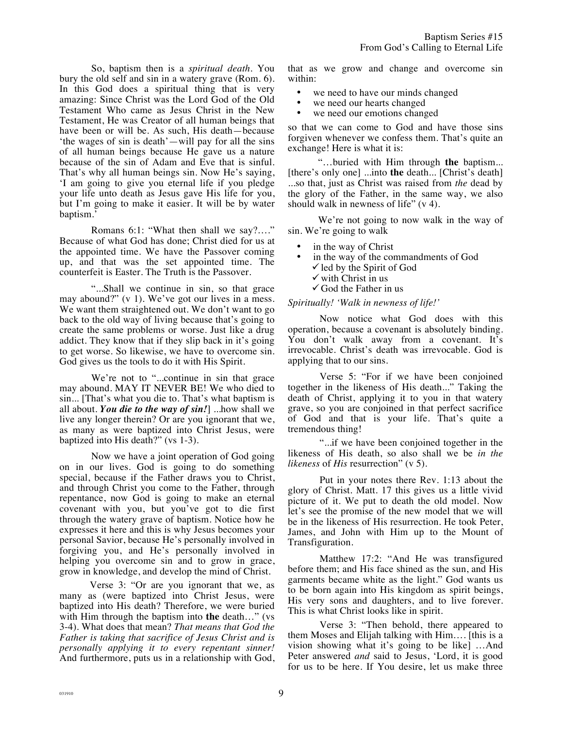So, baptism then is a *spiritual death*. You bury the old self and sin in a watery grave (Rom. 6). In this God does a spiritual thing that is very amazing: Since Christ was the Lord God of the Old Testament Who came as Jesus Christ in the New Testament, He was Creator of all human beings that have been or will be. As such, His death—because 'the wages of sin is death'—will pay for all the sins of all human beings because He gave us a nature because of the sin of Adam and Eve that is sinful. That's why all human beings sin. Now He's saying, 'I am going to give you eternal life if you pledge your life unto death as Jesus gave His life for you, but I'm going to make it easier. It will be by water baptism.'

Romans 6:1: "What then shall we say?…." Because of what God has done; Christ died for us at the appointed time. We have the Passover coming up, and that was the set appointed time. The counterfeit is Easter. The Truth is the Passover.

"...Shall we continue in sin, so that grace may abound?" (v 1). We've got our lives in a mess. We want them straightened out. We don't want to go back to the old way of living because that's going to create the same problems or worse. Just like a drug addict. They know that if they slip back in it's going to get worse. So likewise, we have to overcome sin. God gives us the tools to do it with His Spirit.

We're not to "...continue in sin that grace may abound. MAY IT NEVER BE! We who died to sin... [That's what you die to. That's what baptism is all about. ***You die to the way of sin!***] ...how shall we live any longer therein? Or are you ignorant that we, as many as were baptized into Christ Jesus, were baptized into His death?" (vs 1-3).

Now we have a joint operation of God going on in our lives. God is going to do something special, because if the Father draws you to Christ, and through Christ you come to the Father, through repentance, now God is going to make an eternal covenant with you, but you've got to die first through the watery grave of baptism. Notice how he expresses it here and this is why Jesus becomes your personal Savior, because He's personally involved in forgiving you, and He's personally involved in helping you overcome sin and to grow in grace, grow in knowledge, and develop the mind of Christ.

Verse 3: "Or are you ignorant that we, as many as (were baptized into Christ Jesus, were baptized into His death? Therefore, we were buried with Him through the baptism into **the** death…" (vs 3-4). What does that mean? *That means that God the Father is taking that sacrifice of Jesus Christ and is personally applying it to every repentant sinner!* And furthermore, puts us in a relationship with God, that as we grow and change and overcome sin within:

- we need to have our minds changed
- we need our hearts changed
- we need our emotions changed

so that we can come to God and have those sins forgiven whenever we confess them. That's quite an exchange! Here is what it is:

"…buried with Him through **the** baptism... [there's only one] ...into **the** death... [Christ's death] ...so that, just as Christ was raised from *the* dead by the glory of the Father, in the same way, we also should walk in newness of life" (v 4).

We're not going to now walk in the way of sin. We're going to walk

- in the way of Christ
- in the way of the commandments of God
  - ✓ led by the Spirit of God
  - ✓ with Christ in us
  - ✓ God the Father in us

*Spiritually! 'Walk in newness of life!'*

Now notice what God does with this operation, because a covenant is absolutely binding. You don't walk away from a covenant. It's irrevocable. Christ's death was irrevocable. God is applying that to our sins.

Verse 5: "For if we have been conjoined together in the likeness of His death..." Taking the death of Christ, applying it to you in that watery grave, so you are conjoined in that perfect sacrifice of God and that is your life. That's quite a tremendous thing!

"...if we have been conjoined together in the likeness of His death, so also shall we be *in the likeness* of *His* resurrection" (v 5).

Put in your notes there Rev. 1:13 about the glory of Christ. Matt. 17 this gives us a little vivid picture of it. We put to death the old model. Now let's see the promise of the new model that we will be in the likeness of His resurrection. He took Peter, James, and John with Him up to the Mount of Transfiguration.

Matthew 17:2: "And He was transfigured before them; and His face shined as the sun, and His garments became white as the light." God wants us to be born again into His kingdom as spirit beings, His very sons and daughters, and to live forever. This is what Christ looks like in spirit.

Verse 3: "Then behold, there appeared to them Moses and Elijah talking with Him…. [this is a vision showing what it's going to be like] …And Peter answered *and* said to Jesus, 'Lord, it is good for us to be here. If You desire, let us make three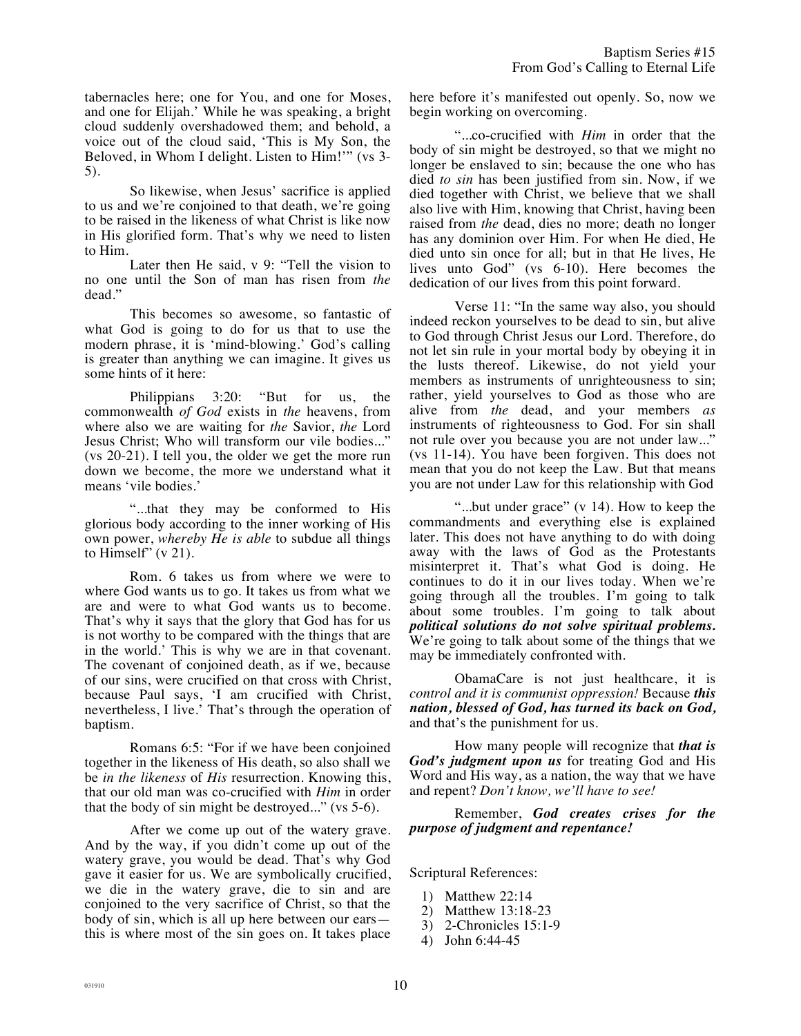tabernacles here; one for You, and one for Moses, and one for Elijah.' While he was speaking, a bright cloud suddenly overshadowed them; and behold, a voice out of the cloud said, 'This is My Son, the Beloved, in Whom I delight. Listen to Him!'" (vs 3-5).

So likewise, when Jesus' sacrifice is applied to us and we're conjoined to that death, we're going to be raised in the likeness of what Christ is like now in His glorified form. That's why we need to listen to Him.

Later then He said, v 9: "Tell the vision to no one until the Son of man has risen from *the* dead."

This becomes so awesome, so fantastic of what God is going to do for us that to use the modern phrase, it is 'mind-blowing.' God's calling is greater than anything we can imagine. It gives us some hints of it here:

Philippians 3:20: "But for us, the commonwealth *of God* exists in *the* heavens, from where also we are waiting for *the* Savior, *the* Lord Jesus Christ; Who will transform our vile bodies..." (vs 20-21). I tell you, the older we get the more run down we become, the more we understand what it means 'vile bodies.'

"...that they may be conformed to His glorious body according to the inner working of His own power, *whereby He is able* to subdue all things to Himself" (v 21).

Rom. 6 takes us from where we were to where God wants us to go. It takes us from what we are and were to what God wants us to become. That's why it says that the glory that God has for us is not worthy to be compared with the things that are in the world.' This is why we are in that covenant. The covenant of conjoined death, as if we, because of our sins, were crucified on that cross with Christ, because Paul says, 'I am crucified with Christ, nevertheless, I live.' That's through the operation of baptism.

Romans 6:5: "For if we have been conjoined together in the likeness of His death, so also shall we be *in the likeness* of *His* resurrection. Knowing this, that our old man was co-crucified with *Him* in order that the body of sin might be destroyed..." (vs 5-6).

After we come up out of the watery grave. And by the way, if you didn't come up out of the watery grave, you would be dead. That's why God gave it easier for us. We are symbolically crucified, we die in the watery grave, die to sin and are conjoined to the very sacrifice of Christ, so that the body of sin, which is all up here between our ears—this is where most of the sin goes on. It takes place here before it's manifested out openly. So, now we begin working on overcoming.

"...co-crucified with *Him* in order that the body of sin might be destroyed, so that we might no longer be enslaved to sin; because the one who has died *to sin* has been justified from sin. Now, if we died together with Christ, we believe that we shall also live with Him, knowing that Christ, having been raised from *the* dead, dies no more; death no longer has any dominion over Him. For when He died, He died unto sin once for all; but in that He lives, He lives unto God" (vs 6-10). Here becomes the dedication of our lives from this point forward.

Verse 11: "In the same way also, you should indeed reckon yourselves to be dead to sin, but alive to God through Christ Jesus our Lord. Therefore, do not let sin rule in your mortal body by obeying it in the lusts thereof. Likewise, do not yield your members as instruments of unrighteousness to sin; rather, yield yourselves to God as those who are alive from *the* dead, and your members *as* instruments of righteousness to God. For sin shall not rule over you because you are not under law..." (vs 11-14). You have been forgiven. This does not mean that you do not keep the Law. But that means you are not under Law for this relationship with God

"...but under grace" (v 14). How to keep the commandments and everything else is explained later. This does not have anything to do with doing away with the laws of God as the Protestants misinterpret it. That's what God is doing. He continues to do it in our lives today. When we're going through all the troubles. I'm going to talk about some troubles. I'm going to talk about ***political solutions do not solve spiritual problems.*** We're going to talk about some of the things that we may be immediately confronted with.

ObamaCare is not just healthcare, it is *control and it is communist oppression!* Because ***this nation, blessed of God, has turned its back on God,*** and that's the punishment for us.

How many people will recognize that ***that is God's judgment upon us*** for treating God and His Word and His way, as a nation, the way that we have and repent? *Don't know, we'll have to see!*

Remember, ***God creates crises for the purpose of judgment and repentance!***

Scriptural References:

1) Matthew 22:14
2) Matthew 13:18-23
3) 2-Chronicles 15:1-9
4) John 6:44-45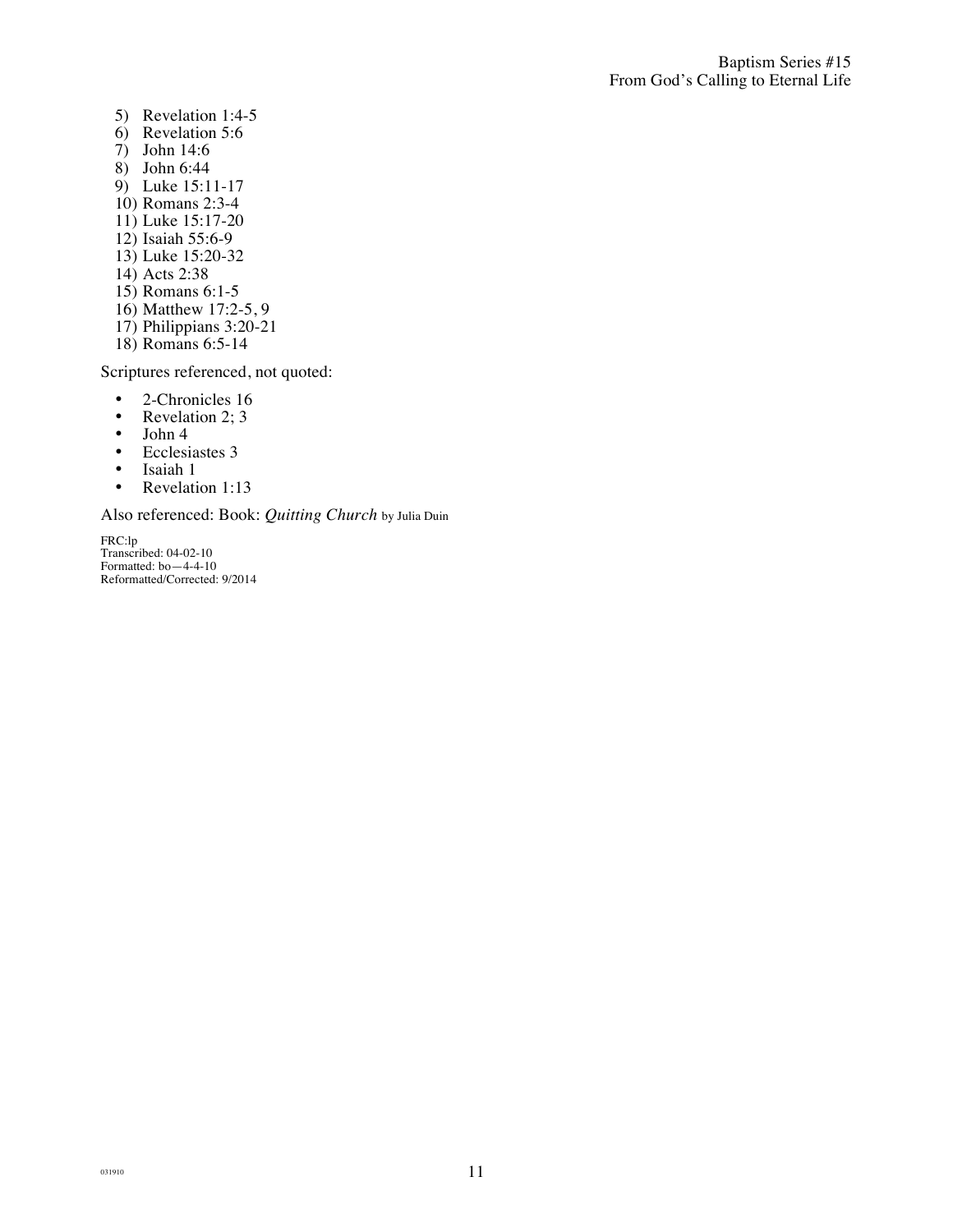5) Revelation 1:4-5
6) Revelation 5:6
7) John 14:6
8) John 6:44
9) Luke 15:11-17
10) Romans 2:3-4
11) Luke 15:17-20
12) Isaiah 55:6-9
13) Luke 15:20-32
14) Acts 2:38
15) Romans 6:1-5
16) Matthew 17:2-5, 9
17) Philippians 3:20-21
18) Romans 6:5-14

Scriptures referenced, not quoted:

- 2-Chronicles 16
- Revelation 2; 3
- John 4
- Ecclesiastes 3
- Isaiah 1
- Revelation 1:13

Also referenced: Book: *Quitting Church* by Julia Duin

FRC:lp
Transcribed: 04-02-10
Formatted: bo—4-4-10
Reformatted/Corrected: 9/2014